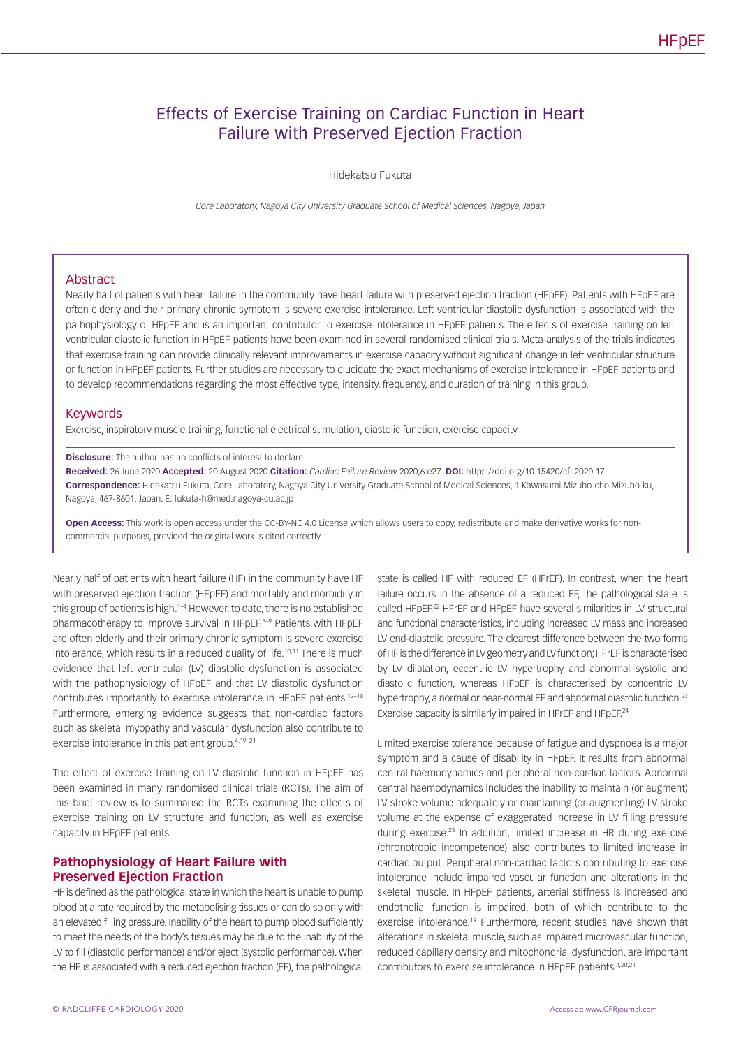# Effects of Exercise Training on Cardiac Function in Heart Failure with Preserved Ejection Fraction

Hidekatsu Fukuta

*Core Laboratory, Nagoya City University Graduate School of Medical Sciences, Nagoya, Japan*

## Abstract

Nearly half of patients with heart failure in the community have heart failure with preserved ejection fraction (HFpEF). Patients with HFpEF are often elderly and their primary chronic symptom is severe exercise intolerance. Left ventricular diastolic dysfunction is associated with the pathophysiology of HFpEF and is an important contributor to exercise intolerance in HFpEF patients. The effects of exercise training on left ventricular diastolic function in HFpEF patients have been examined in several randomised clinical trials. Meta-analysis of the trials indicates that exercise training can provide clinically relevant improvements in exercise capacity without significant change in left ventricular structure or function in HFpEF patients. Further studies are necessary to elucidate the exact mechanisms of exercise intolerance in HFpEF patients and to develop recommendations regarding the most effective type, intensity, frequency, and duration of training in this group.

## Keywords

Exercise, inspiratory muscle training, functional electrical stimulation, diastolic function, exercise capacity

**Disclosure:** The author has no conflicts of interest to declare.

**Received:** 26 June 2020 **Accepted:** 20 August 2020 **Citation:** *Cardiac Failure Review* 2020;6:e27. **DOI:** https://doi.org/10.15420/cfr.2020.17

**Correspondence:** Hidekatsu Fukuta, Core Laboratory, Nagoya City University Graduate School of Medical Sciences, 1 Kawasumi Mizuho-cho Mizuho-ku, Nagoya, 467-8601, Japan. E: fukuta-h@med.nagoya-cu.ac.jp

**Open Access:** This work is open access under the CC-BY-NC 4.0 License which allows users to copy, redistribute and make derivative works for non-commercial purposes, provided the original work is cited correctly.

Nearly half of patients with heart failure (HF) in the community have HF with preserved ejection fraction (HFpEF) and mortality and morbidity in this group of patients is high.[1–4] However, to date, there is no established pharmacotherapy to improve survival in HFpEF.[5–9] Patients with HFpEF are often elderly and their primary chronic symptom is severe exercise intolerance, which results in a reduced quality of life.[10,11] There is much evidence that left ventricular (LV) diastolic dysfunction is associated with the pathophysiology of HFpEF and that LV diastolic dysfunction contributes importantly to exercise intolerance in HFpEF patients.[12–18] Furthermore, emerging evidence suggests that non-cardiac factors such as skeletal myopathy and vascular dysfunction also contribute to exercise intolerance in this patient group.[4,19–21]

The effect of exercise training on LV diastolic function in HFpEF has been examined in many randomised clinical trials (RCTs). The aim of this brief review is to summarise the RCTs examining the effects of exercise training on LV structure and function, as well as exercise capacity in HFpEF patients.

## Pathophysiology of Heart Failure with Preserved Ejection Fraction

HF is defined as the pathological state in which the heart is unable to pump blood at a rate required by the metabolising tissues or can do so only with an elevated filling pressure. Inability of the heart to pump blood sufficiently to meet the needs of the body's tissues may be due to the inability of the LV to fill (diastolic performance) and/or eject (systolic performance). When the HF is associated with a reduced ejection fraction (EF), the pathological state is called HF with reduced EF (HFrEF). In contrast, when the heart failure occurs in the absence of a reduced EF, the pathological state is called HFpEF.[22] HFrEF and HFpEF have several similarities in LV structural and functional characteristics, including increased LV mass and increased LV end-diastolic pressure. The clearest difference between the two forms of HF is the difference in LV geometry and LV function; HFrEF is characterised by LV dilatation, eccentric LV hypertrophy and abnormal systolic and diastolic function, whereas HFpEF is characterised by concentric LV hypertrophy, a normal or near-normal EF and abnormal diastolic function.[23] Exercise capacity is similarly impaired in HFrEF and HFpEF.[24]

Limited exercise tolerance because of fatigue and dyspnoea is a major symptom and a cause of disability in HFpEF. It results from abnormal central haemodynamics and peripheral non-cardiac factors. Abnormal central haemodynamics includes the inability to maintain (or augment) LV stroke volume adequately or maintaining (or augmenting) LV stroke volume at the expense of exaggerated increase in LV filling pressure during exercise.[25] In addition, limited increase in HR during exercise (chronotropic incompetence) also contributes to limited increase in cardiac output. Peripheral non-cardiac factors contributing to exercise intolerance include impaired vascular function and alterations in the skeletal muscle. In HFpEF patients, arterial stiffness is increased and endothelial function is impaired, both of which contribute to the exercise intolerance.[19] Furthermore, recent studies have shown that alterations in skeletal muscle, such as impaired microvascular function, reduced capillary density and mitochondrial dysfunction, are important contributors to exercise intolerance in HFpEF patients.[4,20,21]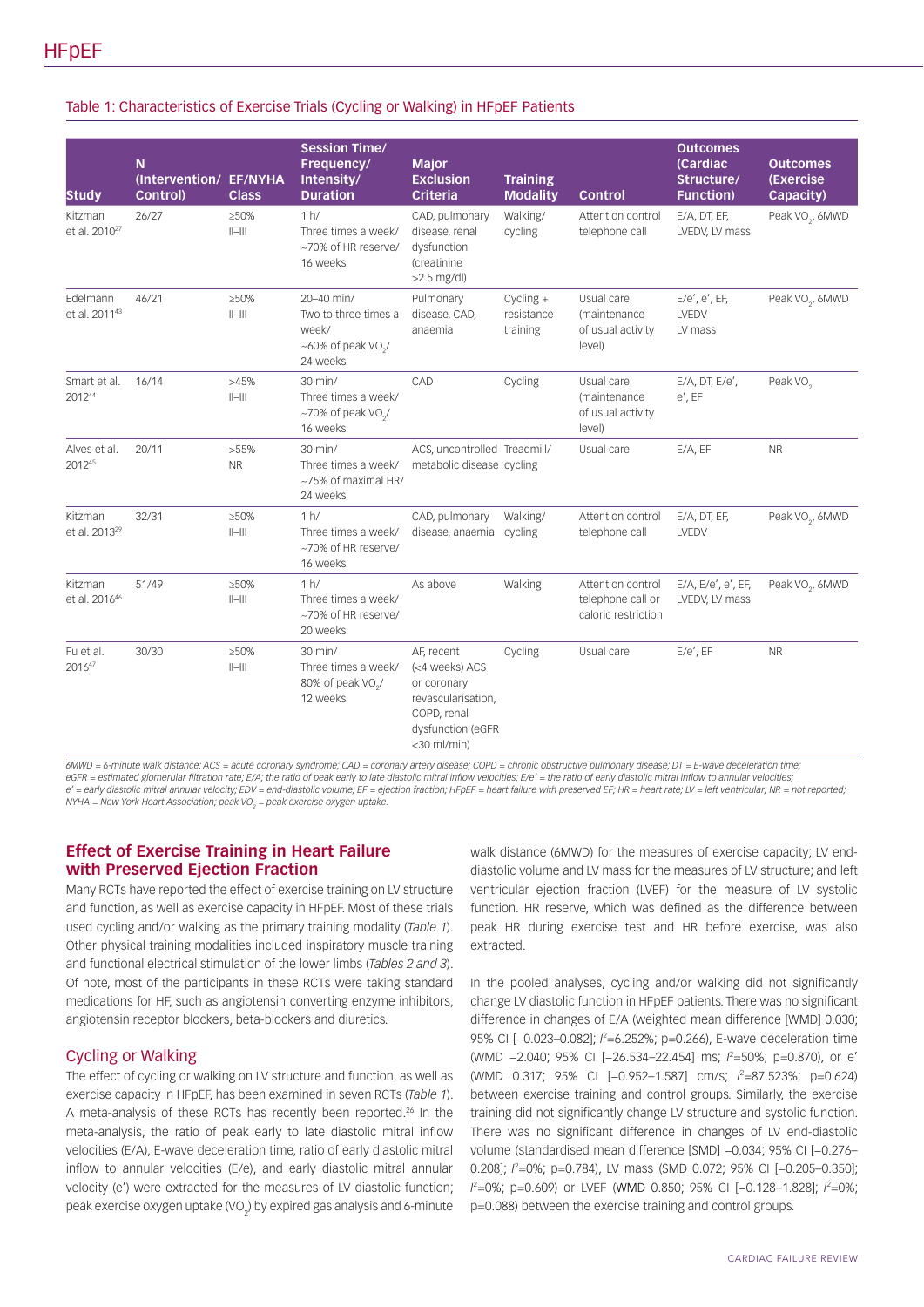Table 1: Characteristics of Exercise Trials (Cycling or Walking) in HFpEF Patients

| Study | N (Intervention/ Control) | EF/NYHA Class | Session Time/ Frequency/ Intensity/ Duration | Major Exclusion Criteria | Training Modality | Control | Outcomes (Cardiac Structure/ Function) | Outcomes (Exercise Capacity) |
|---|---|---|---|---|---|---|---|---|
| Kitzman et al. 2010[27] | 26/27 | ≥50% II–III | 1 h/ Three times a week/ ~70% of HR reserve/ 16 weeks | CAD, pulmonary disease, renal dysfunction (creatinine >2.5 mg/dl) | Walking/ cycling | Attention control telephone call | E/A, DT, EF, LVEDV, LV mass | Peak $VO_2$, 6MWD |
| Edelmann et al. 2011[43] | 46/21 | ≥50% II–III | 20–40 min/ Two to three times a week/ ~60% of peak $VO_2$/ 24 weeks | Pulmonary disease, CAD, anaemia | Cycling + resistance training | Usual care (maintenance of usual activity level) | E/e', e', EF, LVEDV LV mass | Peak $VO_2$, 6MWD |
| Smart et al. 2012[44] | 16/14 | >45% II–III | 30 min/ Three times a week/ ~70% of peak $VO_2$/ 16 weeks | CAD | Cycling | Usual care (maintenance of usual activity level) | E/A, DT, E/e', e', EF | Peak $VO_2$ |
| Alves et al. 2012[45] | 20/11 | >55% NR | 30 min/ Three times a week/ ~75% of maximal HR/ 24 weeks | ACS, uncontrolled metabolic disease | Treadmill/ cycling | Usual care | E/A, EF | NR |
| Kitzman et al. 2013[29] | 32/31 | ≥50% II–III | 1 h/ Three times a week/ ~70% of HR reserve/ 16 weeks | CAD, pulmonary disease, anaemia | Walking/ cycling | Attention control telephone call | E/A, DT, EF, LVEDV | Peak $VO_2$, 6MWD |
| Kitzman et al. 2016[46] | 51/49 | ≥50% II–III | 1 h/ Three times a week/ ~70% of HR reserve/ 20 weeks | As above | Walking | Attention control telephone call or caloric restriction | E/A, E/e', e', EF, LVEDV, LV mass | Peak $VO_2$, 6MWD |
| Fu et al. 2016[47] | 30/30 | ≥50% II–III | 30 min/ Three times a week/ 80% of peak $VO_2$/ 12 weeks | AF, recent (<4 weeks) ACS or coronary revascularisation, COPD, renal dysfunction (eGFR <30 ml/min) | Cycling | Usual care | E/e', EF | NR |

6MWD = 6-minute walk distance; ACS = acute coronary syndrome; CAD = coronary artery disease; COPD = chronic obstructive pulmonary disease; DT = E-wave deceleration time; eGFR = estimated glomerular filtration rate; E/A, the ratio of peak early to late diastolic mitral inflow velocities; E/e' = the ratio of early diastolic mitral inflow to annular velocities; e' = early diastolic mitral annular velocity; EDV = end-diastolic volume; EF = ejection fraction; HFpEF = heart failure with preserved EF; HR = heart rate; LV = left ventricular; NR = not reported; NYHA = New York Heart Association; peak $VO_2$ = peak exercise oxygen uptake.

## Effect of Exercise Training in Heart Failure with Preserved Ejection Fraction

Many RCTs have reported the effect of exercise training on LV structure and function, as well as exercise capacity in HFpEF. Most of these trials used cycling and/or walking as the primary training modality (*Table 1*). Other physical training modalities included inspiratory muscle training and functional electrical stimulation of the lower limbs (*Tables 2 and 3*). Of note, most of the participants in these RCTs were taking standard medications for HF, such as angiotensin converting enzyme inhibitors, angiotensin receptor blockers, beta-blockers and diuretics.

### Cycling or Walking

The effect of cycling or walking on LV structure and function, as well as exercise capacity in HFpEF, has been examined in seven RCTs (*Table 1*). A meta-analysis of these RCTs has recently been reported.[26] In the meta-analysis, the ratio of peak early to late diastolic mitral inflow velocities (E/A), E-wave deceleration time, ratio of early diastolic mitral inflow to annular velocities (E/e), and early diastolic mitral annular velocity (e') were extracted for the measures of LV diastolic function; peak exercise oxygen uptake ($VO_2$) by expired gas analysis and 6-minute walk distance (6MWD) for the measures of exercise capacity; LV end-diastolic volume and LV mass for the measures of LV structure; and left ventricular ejection fraction (LVEF) for the measure of LV systolic function. HR reserve, which was defined as the difference between peak HR during exercise test and HR before exercise, was also extracted.

In the pooled analyses, cycling and/or walking did not significantly change LV diastolic function in HFpEF patients. There was no significant difference in changes of E/A (weighted mean difference [WMD] 0.030; 95% CI [–0.023–0.082]; $I^2$=6.252%; p=0.266), E-wave deceleration time (WMD –2.040; 95% CI [–26.534–22.454] ms; $I^2$=50%; p=0.870), or e' (WMD 0.317; 95% CI [–0.952–1.587] cm/s; $I^2$=87.523%; p=0.624) between exercise training and control groups. Similarly, the exercise training did not significantly change LV structure and systolic function. There was no significant difference in changes of LV end-diastolic volume (standardised mean difference [SMD] –0.034; 95% CI [–0.276–0.208]; $I^2$=0%; p=0.784), LV mass (SMD 0.072; 95% CI [–0.205–0.350]; $I^2$=0%; p=0.609) or LVEF (WMD 0.850; 95% CI [–0.128–1.828]; $I^2$=0%; p=0.088) between the exercise training and control groups.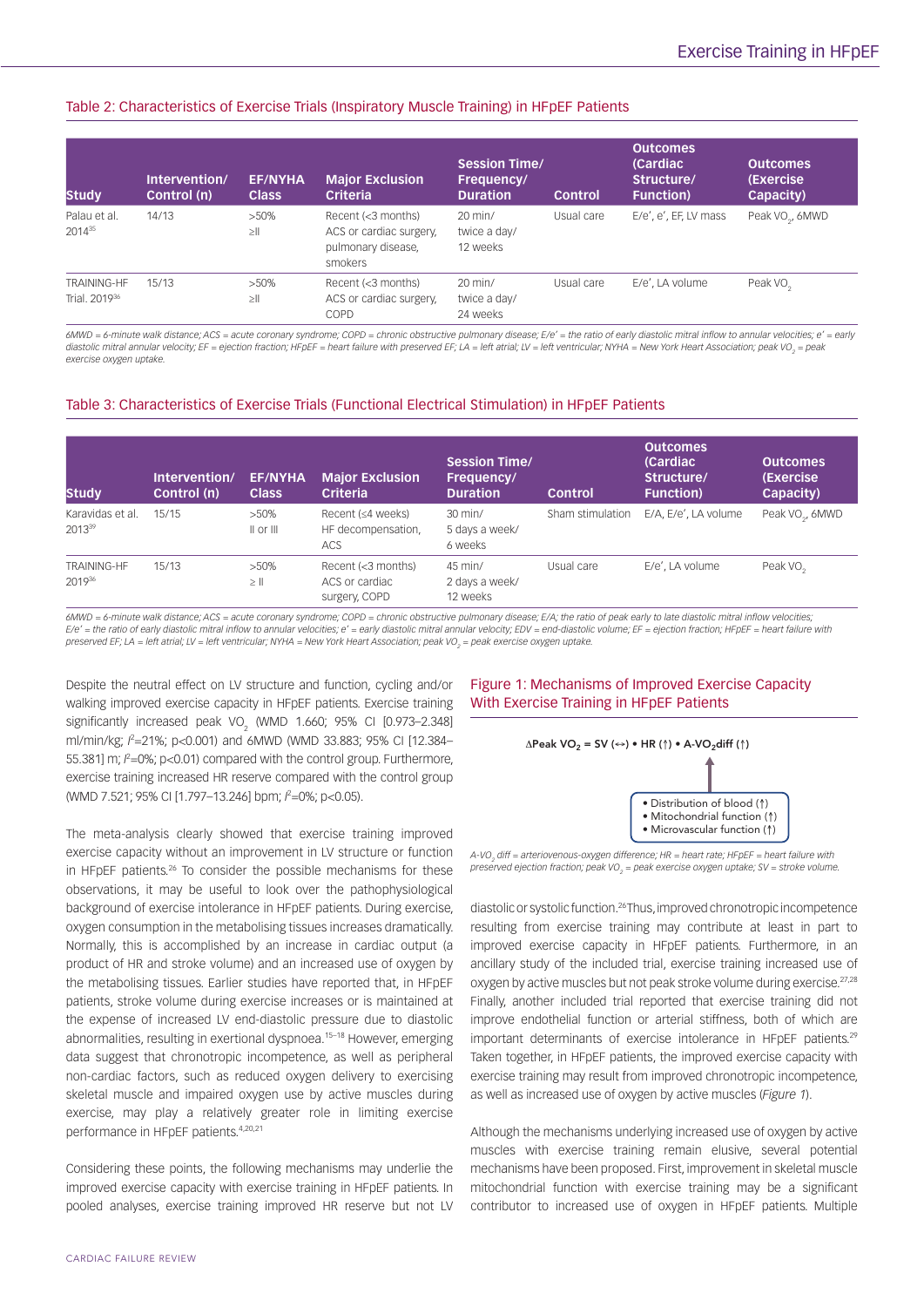### Table 2: Characteristics of Exercise Trials (Inspiratory Muscle Training) in HFpEF Patients

| Study | Intervention/ Control (n) | EF/NYHA Class | Major Exclusion Criteria | Session Time/ Frequency/ Duration | Control | Outcomes (Cardiac Structure/ Function) | Outcomes (Exercise Capacity) |
|---|---|---|---|---|---|---|---|
| Palau et al. 2014[35] | 14/13 | >50% ≥II | Recent (<3 months) ACS or cardiac surgery, pulmonary disease, smokers | 20 min/ twice a day/ 12 weeks | Usual care | E/e', e', EF, LV mass | Peak $VO_2$, 6MWD |
| TRAINING-HF Trial. 2019[36] | 15/13 | >50% ≥II | Recent (<3 months) ACS or cardiac surgery, COPD | 20 min/ twice a day/ 24 weeks | Usual care | E/e', LA volume | Peak $VO_2$ |

*6MWD = 6-minute walk distance; ACS = acute coronary syndrome; COPD = chronic obstructive pulmonary disease; E/e' = the ratio of early diastolic mitral inflow to annular velocities; e' = early diastolic mitral annular velocity; EF = ejection fraction; HFpEF = heart failure with preserved EF; LA = left atrial; LV = left ventricular; NYHA = New York Heart Association; peak $VO_2$ = peak exercise oxygen uptake.*

### Table 3: Characteristics of Exercise Trials (Functional Electrical Stimulation) in HFpEF Patients

| Study | Intervention/ Control (n) | EF/NYHA Class | Major Exclusion Criteria | Session Time/ Frequency/ Duration | Control | Outcomes (Cardiac Structure/ Function) | Outcomes (Exercise Capacity) |
|---|---|---|---|---|---|---|---|
| Karavidas et al. 2013[39] | 15/15 | >50% II or III | Recent (≤4 weeks) HF decompensation, ACS | 30 min/ 5 days a week/ 6 weeks | Sham stimulation | E/A, E/e', LA volume | Peak $VO_2$, 6MWD |
| TRAINING-HF 2019[36] | 15/13 | >50% ≥ II | Recent (<3 months) ACS or cardiac surgery, COPD | 45 min/ 2 days a week/ 12 weeks | Usual care | E/e', LA volume | Peak $VO_2$ |

*6MWD = 6-minute walk distance; ACS = acute coronary syndrome; COPD = chronic obstructive pulmonary disease; E/A; the ratio of peak early to late diastolic mitral inflow velocities; E/e' = the ratio of early diastolic mitral inflow to annular velocities; e' = early diastolic mitral annular velocity; EDV = end-diastolic volume; EF = ejection fraction; HFpEF = heart failure with preserved EF; LA = left atrial; LV = left ventricular; NYHA = New York Heart Association; peak $VO_2$ = peak exercise oxygen uptake.*

Despite the neutral effect on LV structure and function, cycling and/or walking improved exercise capacity in HFpEF patients. Exercise training significantly increased peak $VO_2$ (WMD 1.660; 95% CI [0.973–2.348] ml/min/kg; $I^2$=21%; p<0.001) and 6MWD (WMD 33.883; 95% CI [12.384–55.381] m; $I^2$=0%; p<0.01) compared with the control group. Furthermore, exercise training increased HR reserve compared with the control group (WMD 7.521; 95% CI [1.797–13.246] bpm; $I^2$=0%; p<0.05).

The meta-analysis clearly showed that exercise training improved exercise capacity without an improvement in LV structure or function in HFpEF patients.[26] To consider the possible mechanisms for these observations, it may be useful to look over the pathophysiological background of exercise intolerance in HFpEF patients. During exercise, oxygen consumption in the metabolising tissues increases dramatically. Normally, this is accomplished by an increase in cardiac output (a product of HR and stroke volume) and an increased use of oxygen by the metabolising tissues. Earlier studies have reported that, in HFpEF patients, stroke volume during exercise increases or is maintained at the expense of increased LV end-diastolic pressure due to diastolic abnormalities, resulting in exertional dyspnoea.[15–18] However, emerging data suggest that chronotropic incompetence, as well as peripheral non-cardiac factors, such as reduced oxygen delivery to exercising skeletal muscle and impaired oxygen use by active muscles during exercise, may play a relatively greater role in limiting exercise performance in HFpEF patients.[4,20,21]

Considering these points, the following mechanisms may underlie the improved exercise capacity with exercise training in HFpEF patients. In pooled analyses, exercise training improved HR reserve but not LV diastolic or systolic function.[26] Thus, improved chronotropic incompetence resulting from exercise training may contribute at least in part to improved exercise capacity in HFpEF patients. Furthermore, in an ancillary study of the included trial, exercise training increased use of oxygen by active muscles but not peak stroke volume during exercise.[27,28] Finally, another included trial reported that exercise training did not improve endothelial function or arterial stiffness, both of which are important determinants of exercise intolerance in HFpEF patients.[29] Taken together, in HFpEF patients, the improved exercise capacity with exercise training may result from improved chronotropic incompetence, as well as increased use of oxygen by active muscles (*Figure 1*).

### Figure 1: Mechanisms of Improved Exercise Capacity With Exercise Training in HFpEF Patients

$$\Delta \text{Peak } VO_2 = SV\ (\leftrightarrow) \bullet HR\ (\uparrow) \bullet A\text{-}VO_2\text{diff}\ (\uparrow)$$

- Distribution of blood (↑)
- Mitochondrial function (↑)
- Microvascular function (↑)

*A-$VO_2$ diff = arteriovenous-oxygen difference; HR = heart rate; HFpEF = heart failure with preserved ejection fraction; peak $VO_2$ = peak exercise oxygen uptake; SV = stroke volume.*

Although the mechanisms underlying increased use of oxygen by active muscles with exercise training remain elusive, several potential mechanisms have been proposed. First, improvement in skeletal muscle mitochondrial function with exercise training may be a significant contributor to increased use of oxygen in HFpEF patients. Multiple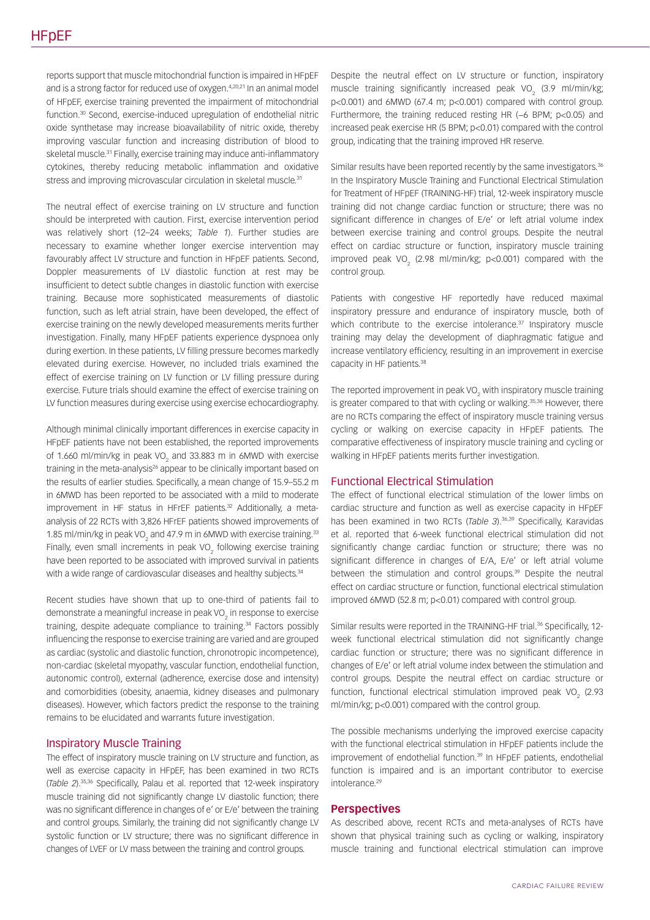reports support that muscle mitochondrial function is impaired in HFpEF and is a strong factor for reduced use of oxygen.[4,20,21] In an animal model of HFpEF, exercise training prevented the impairment of mitochondrial function.[30] Second, exercise-induced upregulation of endothelial nitric oxide synthetase may increase bioavailability of nitric oxide, thereby improving vascular function and increasing distribution of blood to skeletal muscle.[31] Finally, exercise training may induce anti-inflammatory cytokines, thereby reducing metabolic inflammation and oxidative stress and improving microvascular circulation in skeletal muscle.[31]

The neutral effect of exercise training on LV structure and function should be interpreted with caution. First, exercise intervention period was relatively short (12–24 weeks; *Table 1*). Further studies are necessary to examine whether longer exercise intervention may favourably affect LV structure and function in HFpEF patients. Second, Doppler measurements of LV diastolic function at rest may be insufficient to detect subtle changes in diastolic function with exercise training. Because more sophisticated measurements of diastolic function, such as left atrial strain, have been developed, the effect of exercise training on the newly developed measurements merits further investigation. Finally, many HFpEF patients experience dyspnoea only during exertion. In these patients, LV filling pressure becomes markedly elevated during exercise. However, no included trials examined the effect of exercise training on LV function or LV filling pressure during exercise. Future trials should examine the effect of exercise training on LV function measures during exercise using exercise echocardiography.

Although minimal clinically important differences in exercise capacity in HFpEF patients have not been established, the reported improvements of 1.660 ml/min/kg in peak $VO_2$ and 33.883 m in 6MWD with exercise training in the meta-analysis[26] appear to be clinically important based on the results of earlier studies. Specifically, a mean change of 15.9–55.2 m in 6MWD has been reported to be associated with a mild to moderate improvement in HF status in HFrEF patients.[32] Additionally, a meta-analysis of 22 RCTs with 3,826 HFrEF patients showed improvements of 1.85 ml/min/kg in peak $VO_2$ and 47.9 m in 6MWD with exercise training.[33] Finally, even small increments in peak $VO_2$ following exercise training have been reported to be associated with improved survival in patients with a wide range of cardiovascular diseases and healthy subjects.[34]

Recent studies have shown that up to one-third of patients fail to demonstrate a meaningful increase in peak $VO_2$ in response to exercise training, despite adequate compliance to training.[34] Factors possibly influencing the response to exercise training are varied and are grouped as cardiac (systolic and diastolic function, chronotropic incompetence), non-cardiac (skeletal myopathy, vascular function, endothelial function, autonomic control), external (adherence, exercise dose and intensity) and comorbidities (obesity, anaemia, kidney diseases and pulmonary diseases). However, which factors predict the response to the training remains to be elucidated and warrants future investigation.

## Inspiratory Muscle Training

The effect of inspiratory muscle training on LV structure and function, as well as exercise capacity in HFpEF, has been examined in two RCTs (*Table 2*).[35,36] Specifically, Palau et al. reported that 12-week inspiratory muscle training did not significantly change LV diastolic function; there was no significant difference in changes of e' or E/e' between the training and control groups. Similarly, the training did not significantly change LV systolic function or LV structure; there was no significant difference in changes of LVEF or LV mass between the training and control groups.

Despite the neutral effect on LV structure or function, inspiratory muscle training significantly increased peak $VO_2$ (3.9 ml/min/kg; $p<0.001$) and 6MWD (67.4 m; $p<0.001$) compared with control group. Furthermore, the training reduced resting HR (–6 BPM; $p<0.05$) and increased peak exercise HR (5 BPM; $p<0.01$) compared with the control group, indicating that the training improved HR reserve.

Similar results have been reported recently by the same investigators.[36] In the Inspiratory Muscle Training and Functional Electrical Stimulation for Treatment of HFpEF (TRAINING-HF) trial, 12-week inspiratory muscle training did not change cardiac function or structure; there was no significant difference in changes of E/e' or left atrial volume index between exercise training and control groups. Despite the neutral effect on cardiac structure or function, inspiratory muscle training improved peak $VO_2$ (2.98 ml/min/kg; $p<0.001$) compared with the control group.

Patients with congestive HF reportedly have reduced maximal inspiratory pressure and endurance of inspiratory muscle, both of which contribute to the exercise intolerance.[37] Inspiratory muscle training may delay the development of diaphragmatic fatigue and increase ventilatory efficiency, resulting in an improvement in exercise capacity in HF patients.[38]

The reported improvement in peak $VO_2$ with inspiratory muscle training is greater compared to that with cycling or walking.[35,36] However, there are no RCTs comparing the effect of inspiratory muscle training versus cycling or walking on exercise capacity in HFpEF patients. The comparative effectiveness of inspiratory muscle training and cycling or walking in HFpEF patients merits further investigation.

## Functional Electrical Stimulation

The effect of functional electrical stimulation of the lower limbs on cardiac structure and function as well as exercise capacity in HFpEF has been examined in two RCTs (*Table 3*).[36,39] Specifically, Karavidas et al. reported that 6-week functional electrical stimulation did not significantly change cardiac function or structure; there was no significant difference in changes of E/A, E/e' or left atrial volume between the stimulation and control groups.[39] Despite the neutral effect on cardiac structure or function, functional electrical stimulation improved 6MWD (52.8 m; $p<0.01$) compared with control group.

Similar results were reported in the TRAINING-HF trial.[36] Specifically, 12-week functional electrical stimulation did not significantly change cardiac function or structure; there was no significant difference in changes of E/e' or left atrial volume index between the stimulation and control groups. Despite the neutral effect on cardiac structure or function, functional electrical stimulation improved peak $VO_2$ (2.93 ml/min/kg; $p<0.001$) compared with the control group.

The possible mechanisms underlying the improved exercise capacity with the functional electrical stimulation in HFpEF patients include the improvement of endothelial function.[39] In HFpEF patients, endothelial function is impaired and is an important contributor to exercise intolerance.[29]

## Perspectives

As described above, recent RCTs and meta-analyses of RCTs have shown that physical training such as cycling or walking, inspiratory muscle training and functional electrical stimulation can improve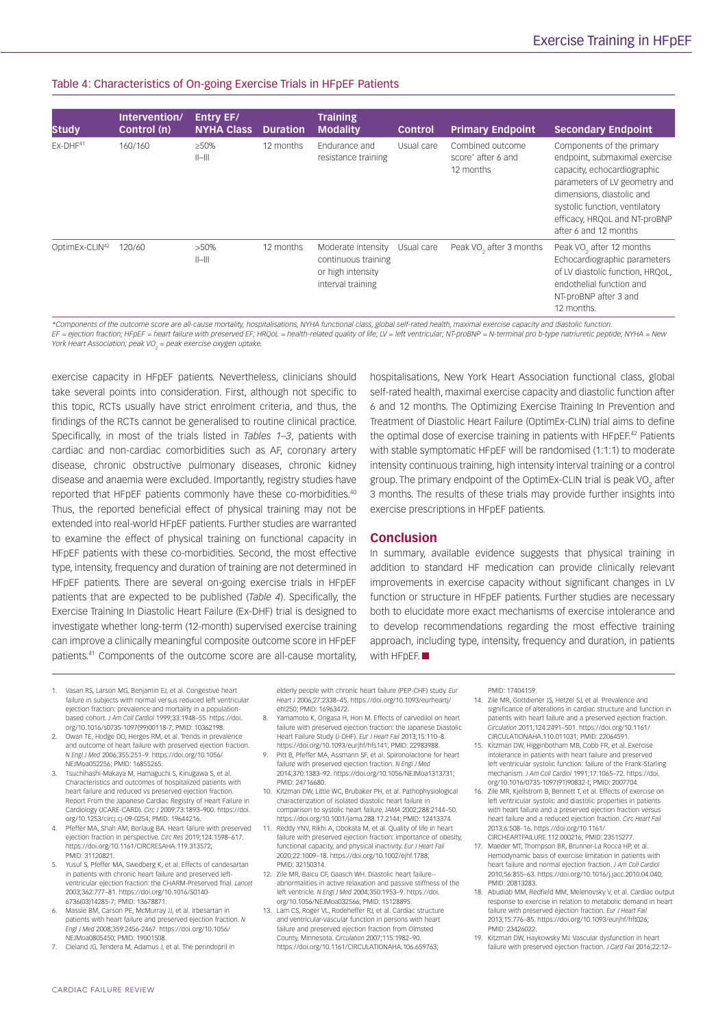Table 4: Characteristics of On-going Exercise Trials in HFpEF Patients

| Study | Intervention/ Control (n) | Entry EF/ NYHA Class | Duration | Training Modality | Control | Primary Endpoint | Secondary Endpoint |
|---|---|---|---|---|---|---|---|
| Ex-DHF[41] | 160/160 | ≥50% II–III | 12 months | Endurance and resistance training | Usual care | Combined outcome score* after 6 and 12 months | Components of the primary endpoint, submaximal exercise capacity, echocardiographic parameters of LV geometry and dimensions, diastolic and systolic function, ventilatory efficacy, HRQoL and NT-proBNP after 6 and 12 months |
| OptimEx-CLIN[42] | 120/60 | >50% II–III | 12 months | Moderate intensity continuous training or high intensity interval training | Usual care | Peak $VO_2$ after 3 months | Peak $VO_2$ after 12 months Echocardiographic parameters of LV diastolic function, HRQoL, endothelial function and NT-proBNP after 3 and 12 months. |

*Components of the outcome score are all-cause mortality, hospitalisations, NYHA functional class, global self-rated health, maximal exercise capacity and diastolic function.
EF = ejection fraction; HFpEF = heart failure with preserved EF; HRQoL = health-related quality of life; LV = left ventricular; NT-proBNP = N-terminal pro b-type natriuretic peptide; NYHA = New York Heart Association; peak $VO_2$ = peak exercise oxygen uptake.

exercise capacity in HFpEF patients. Nevertheless, clinicians should take several points into consideration. First, although not specific to this topic, RCTs usually have strict enrolment criteria, and thus, the findings of the RCTs cannot be generalised to routine clinical practice. Specifically, in most of the trials listed in *Tables 1–3*, patients with cardiac and non-cardiac comorbidities such as AF, coronary artery disease, chronic obstructive pulmonary diseases, chronic kidney disease and anaemia were excluded. Importantly, registry studies have reported that HFpEF patients commonly have these co-morbidities.[40] Thus, the reported beneficial effect of physical training may not be extended into real-world HFpEF patients. Further studies are warranted to examine the effect of physical training on functional capacity in HFpEF patients with these co-morbidities. Second, the most effective type, intensity, frequency and duration of training are not determined in HFpEF patients. There are several on-going exercise trials in HFpEF patients that are expected to be published (*Table 4*). Specifically, the Exercise Training In Diastolic Heart Failure (Ex-DHF) trial is designed to investigate whether long-term (12-month) supervised exercise training can improve a clinically meaningful composite outcome score in HFpEF patients.[41] Components of the outcome score are all-cause mortality, hospitalisations, New York Heart Association functional class, global self-rated health, maximal exercise capacity and diastolic function after 6 and 12 months. The Optimizing Exercise Training In Prevention and Treatment of Diastolic Heart Failure (OptimEx-CLIN) trial aims to define the optimal dose of exercise training in patients with HFpEF.[42] Patients with stable symptomatic HFpEF will be randomised (1:1:1) to moderate intensity continuous training, high intensity interval training or a control group. The primary endpoint of the OptimEx-CLIN trial is peak $VO_2$ after 3 months. The results of these trials may provide further insights into exercise prescriptions in HFpEF patients.

## Conclusion

In summary, available evidence suggests that physical training in addition to standard HF medication can provide clinically relevant improvements in exercise capacity without significant changes in LV function or structure in HFpEF patients. Further studies are necessary both to elucidate more exact mechanisms of exercise intolerance and to develop recommendations regarding the most effective training approach, including type, intensity, frequency and duration, in patients with HFpEF. ■

1. Vasan RS, Larson MG, Benjamin EJ, et al. Congestive heart failure in subjects with normal versus reduced left ventricular ejection fraction: prevalence and mortality in a population-based cohort. *J Am Coll Cardiol* 1999;33:1948–55. https://doi.org/10.1016/s0735-1097(99)00118-7; PMID: 10362198.
2. Owan TE, Hodge DO, Herges RM, et al. Trends in prevalence and outcome of heart failure with preserved ejection fraction. *N Engl J Med* 2006;355:251–9. https://doi.org/10.1056/NEJMoa052256; PMID: 16855265.
3. Tsuchihashi-Makaya M, Hamaguchi S, Kinugawa S, et al. Characteristics and outcomes of hospitalized patients with heart failure and reduced vs preserved ejection fraction. Report From the Japanese Cardiac Registry of Heart Failure in Cardiology (JCARE-CARD). *Circ J* 2009;73:1893–900. https://doi.org/10.1253/circj.cj-09-0254; PMID: 19644216.
4. Pfeffer MA, Shah AM, Borlaug BA. Heart failure with preserved ejection fraction in perspective. *Circ Res* 2019;124:1598–617. https://doi.org/10.1161/CIRCRESAHA.119.313572; PMID: 31120821.
5. Yusuf S, Pfeffer MA, Swedberg K, et al. Effects of candesartan in patients with chronic heart failure and preserved left-ventricular ejection fraction: the CHARM-Preserved Trial. *Lancet* 2003;362:777–81. https://doi.org/10.1016/S0140-6736(03)14285-7; PMID: 13678871.
6. Massie BM, Carson PE, McMurray JJ, et al. Irbesartan in patients with heart failure and preserved ejection fraction. *N Engl J Med* 2008;359:2456-2467. https://doi.org/10.1056/NEJMoa0805450; PMID: 19001508.
7. Cleland JG, Tendera M, Adamus J, et al. The perindopril in elderly people with chronic heart failure (PEP-CHF) study. *Eur Heart J* 2006;27:2338–45. https://doi.org/10.1093/eurheartj/ehl250; PMID: 16963472.
8. Yamamoto K, Origasa H, Hori M. Effects of carvedilol on heart failure with preserved ejection fraction: the Japanese Diastolic Heart Failure Study (J-DHF). *Eur J Heart Fail* 2013;15:110–8. https://doi.org/10.1093/eurjhf/hfs141; PMID: 22983988.
9. Pitt B, Pfeffer MA, Assmann SF, et al. Spironolactone for heart failure with preserved ejection fraction. *N Engl J Med* 2014;370:1383–92. https://doi.org/10.1056/NEJMoa1313731; PMID: 24716680.
10. Kitzman DW, Little WC, Brubaker PH, et al. Pathophysiological characterization of isolated diastolic heart failure in comparison to systolic heart failure. *JAMA* 2002;288:2144–50. https://doi.org/10.1001/jama.288.17.2144; PMID: 12413374.
11. Reddy YNV, Rikhi A, Obokata M, et al. Quality of life in heart failure with preserved ejection fraction: importance of obesity, functional capacity, and physical inactivity. *Eur J Heart Fail* 2020;22:1009–18. https://doi.org/10.1002/ejhf.1788; PMID: 32150314.
12. Zile MR, Baicu CF, Gaasch WH. Diastolic heart failure--abnormalities in active relaxation and passive stiffness of the left ventricle. *N Engl J Med* 2004;350:1953–9. https://doi.org/10.1056/NEJMoa032566; PMID: 15128895.
13. Lam CS, Roger VL, Rodeheffer RJ, et al. Cardiac structure and ventricular-vascular function in persons with heart failure and preserved ejection fraction from Olmsted County, Minnesota. *Circulation* 2007;115:1982–90. https://doi.org/10.1161/CIRCULATIONAHA.106.659763; PMID: 17404159.
14. Zile MR, Gottdiener JS, Hetzel SJ, et al. Prevalence and significance of alterations in cardiac structure and function in patients with heart failure and a preserved ejection fraction. *Circulation* 2011;124:2491–501. https://doi.org/10.1161/CIRCULATIONAHA.110.011031; PMID: 22064591.
15. Kitzman DW, Higginbotham MB, Cobb FR, et al. Exercise intolerance in patients with heart failure and preserved left ventricular systolic function: failure of the Frank-Starling mechanism. *J Am Coll Cardiol* 1991;17:1065–72. https://doi.org/10.1016/0735-1097(91)90832-t; PMID: 2007704.
16. Zile MR, Kjellstrom B, Bennett T, et al. Effects of exercise on left ventricular systolic and diastolic properties in patients with heart failure and a preserved ejection fraction versus heart failure and a reduced ejection fraction. *Circ Heart Fail* 2013;6:508–16. https://doi.org/10.1161/CIRCHEARTFAILURE.112.000216; PMID: 23515277.
17. Maeder MT, Thompson BR, Brunner-La Rocca HP, et al. Hemodynamic basis of exercise limitation in patients with heart failure and normal ejection fraction. *J Am Coll Cardiol* 2010;56:855–63. https://doi.org/10.1016/j.jacc.2010.04.040; PMID: 20813283.
18. Abudiab MM, Redfield MM, Melenovsky V, et al. Cardiac output response to exercise in relation to metabolic demand in heart failure with preserved ejection fraction. *Eur J Heart Fail* 2013;15:776–85. https://doi.org/10.1093/eurjhf/hft026; PMID: 23426022.
19. Kitzman DW, Haykowsky MJ. Vascular dysfunction in heart failure with preserved ejection fraction. *J Card Fail* 2016;22:12–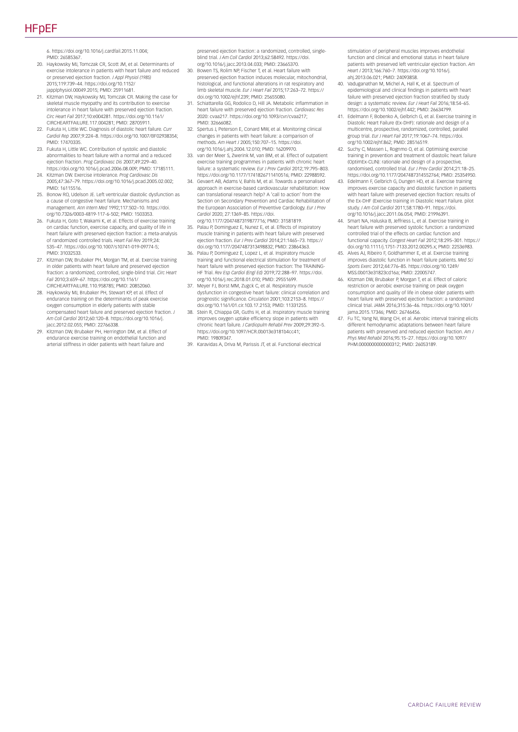6. https://doi.org/10.1016/j.cardfail.2015.11.004; PMID: 26585367.

20. Haykowsky MJ, Tomczak CR, Scott JM, et al. Determinants of exercise intolerance in patients with heart failure and reduced or preserved ejection fraction. *J Appl Physiol (1985)* 2015;119:739–44. https://doi.org/10.1152/japplphysiol.00049.2015; PMID: 25911681.
21. Kitzman DW, Haykowsky MJ, Tomczak CR. Making the case for skeletal muscle myopathy and its contribution to exercise intolerance in heart failure with preserved ejection fraction. *Circ Heart Fail* 2017;10:e004281. https://doi.org/10.1161/CIRCHEARTFAILURE.117.004281; PMID: 28705911.
22. Fukuta H, Little WC. Diagnosis of diastolic heart failure. *Curr Cardiol Rep* 2007;9:224–8. https://doi.org/10.1007/BF02938354; PMID: 17470335.
23. Fukuta H, Little WC. Contribution of systolic and diastolic abnormalities to heart failure with a normal and a reduced ejection fraction. *Prog Cardiovasc Dis* 2007;49:229–40. https://doi.org/10.1016/j.pcad.2006.08.009; PMID: 17185111.
24. Kitzman DW. Exercise intolerance. *Prog Cardiovasc Dis* 2005;47:367–79. https://doi.org/10.1016/j.pcad.2005.02.002; PMID: 16115516.
25. Bonow RO, Udelson JE. Left ventricular diastolic dysfunction as a cause of congestive heart failure. Mechanisms and management. *Ann Intern Med* 1992;117:502–10. https://doi.org/10.7326/0003-4819-117-6-502; PMID: 1503353.
26. Fukuta H, Goto T, Wakami K, et al. Effects of exercise training on cardiac function, exercise capacity, and quality of life in heart failure with preserved ejection fraction: a meta-analysis of randomized controlled trials. *Heart Fail Rev* 2019;24: 535–47. https://doi.org/10.1007/s10741-019-09774-5; PMID: 31032533.
27. Kitzman DW, Brubaker PH, Morgan TM, et al. Exercise training in older patients with heart failure and preserved ejection fraction: a randomized, controlled, single-blind trial. *Circ Heart Fail* 2010;3:659–67. https://doi.org/10.1161/CIRCHEARTFAILURE.110.958785; PMID: 20852060.
28. Haykowsky MJ, Brubaker PH, Stewart KP, et al. Effect of endurance training on the determinants of peak exercise oxygen consumption in elderly patients with stable compensated heart failure and preserved ejection fraction. *J Am Coll Cardiol* 2012;60:120–8. https://doi.org/10.1016/j.jacc.2012.02.055; PMID: 22766338.
29. Kitzman DW, Brubaker PH, Herrington DM, et al. Effect of endurance exercise training on endothelial function and arterial stiffness in older patients with heart failure and preserved ejection fraction: a randomized, controlled, single-blind trial. *J Am Coll Cardiol* 2013;62:58492. https://doi.org/10.1016/j.jacc.2013.04.033; PMID: 23665370.
30. Bowen TS, Rolim NP, Fischer T, et al. Heart failure with preserved ejection fraction induces molecular, mitochondrial, histological, and functional alterations in rat respiratory and limb skeletal muscle. *Eur J Heart Fail* 2015;17:263–72. https://doi.org/10.1002/ejhf.239; PMID: 25655080.
31. Schiattarella GG, Rodolico D, Hill JA. Metabolic inflammation in heart failure with preserved ejection fraction. *Cardiovasc Res* 2020: cvaa217. https://doi.org/10.1093/cvr/cvaa217; PMID: 32666082.
32. Spertus J, Peterson E, Conard MW, et al. Monitoring clinical changes in patients with heart failure: a comparison of methods. *Am Heart J* 2005;150:707–15. https://doi.org/10.1016/j.ahj.2004.12.010; PMID: 16209970.
33. van der Meer S, Zwerink M, van BM, et al. Effect of outpatient exercise training programmes in patients with chronic heart failure: a systematic review. *Eur J Prev Cardiol* 2012;19:795–803. https://doi.org/10.1177/1741826711410516; PMID: 22988592.
34. Gevaert AB, Adams V, Bahls M, et al. Towards a personalised approach in exercise-based cardiovascular rehabilitation: How can translational research help? A 'call to action' from the Section on Secondary Prevention and Cardiac Rehabilitation of the European Association of Preventive Cardiology. *Eur J Prev Cardiol* 2020; 27:1369–85. https://doi.org/10.1177/2047487319877716; PMID: 31581819.
35. Palau P, Dominguez E, Nunez E, et al. Effects of inspiratory muscle training in patients with heart failure with preserved ejection fraction. *Eur J Prev Cardiol* 2014;21:1465–73. https://doi.org/10.1177/2047487313498832; PMID: 23864363.
36. Palau P, Dominguez E, Lopez L, et al. Inspiratory muscle training and functional electrical stimulation for treatment of heart failure with preserved ejection fraction: The TRAINING-HF Trial. *Rev Esp Cardiol (Engl Ed)* 2019;72:288–97. https://doi.org/10.1016/j.rec.2018.01.010; PMID: 29551699.
37. Meyer FJ, Borst MM, Zugck C, et al. Respiratory muscle dysfunction in congestive heart failure: clinical correlation and prognostic significance. *Circulation* 2001;103:2153–8. https://doi.org/10.1161/01.cir.103.17.2153; PMID: 11331255.
38. Stein R, Chiappa GR, Guths H, et al. Inspiratory muscle training improves oxygen uptake efficiency slope in patients with chronic heart failure. *J Cardiopulm Rehabil Prev* 2009;29:392–5. https://doi.org/10.1097/HCR.0b013e3181b4cc41; PMID: 19809347.
39. Karavidas A, Driva M, Parissis JT, et al. Functional electrical stimulation of peripheral muscles improves endothelial function and clinical and emotional status in heart failure patients with preserved left ventricular ejection fraction. *Am Heart J* 2013;166:760–7. https://doi.org/10.1016/j.ahj.2013.06.021; PMID: 24093858.
40. Vaduganathan M, Michel A, Hall K, et al. Spectrum of epidemiological and clinical findings in patients with heart failure with preserved ejection fraction stratified by study design: a systematic review. *Eur J Heart Fail* 2016;18:54–65. https://doi.org/10.1002/ejhf.442; PMID: 26634799.
41. Edelmann F, Bobenko A, Gelbrich G, et al. Exercise training in Diastolic Heart Failure (Ex-DHF): rationale and design of a multicentre, prospective, randomized, controlled, parallel group trial. *Eur J Heart Fail* 2017;19:1067–74. https://doi.org/10.1002/ejhf.862; PMID: 28516519.
42. Suchy C, Massen L, Rognmo O, et al. Optimising exercise training in prevention and treatment of diastolic heart failure (OptimEx-CLIN): rationale and design of a prospective, randomised, controlled trial. *Eur J Prev Cardiol* 2014;21:18–25. https://doi.org/10.1177/2047487314552764; PMID: 25354950.
43. Edelmann F, Gelbrich G, Dungen HD, et al. Exercise training improves exercise capacity and diastolic function in patients with heart failure with preserved ejection fraction: results of the Ex-DHF (Exercise training in Diastolic Heart Failure. pilot study. *J Am Coll Cardiol* 2011;58:1780–91. https://doi.org/10.1016/j.jacc.2011.06.054; PMID: 21996391.
44. Smart NA, Haluska B, Jeffriess L, et al. Exercise training in heart failure with preserved systolic function: a randomized controlled trial of the effects on cardiac function and functional capacity. *Congest Heart Fail* 2012;18:295–301. https://doi.org/10.1111/j.1751-7133.2012.00295.x; PMID: 22536983.
45. Alves AJ, Ribeiro F, Goldhammer E, et al. Exercise training improves diastolic function in heart failure patients. *Med Sci Sports Exerc* 2012;44:776–85. https://doi.org/10.1249/MSS.0b013e31823cd16a; PMID: 22005747.
46. Kitzman DW, Brubaker P, Morgan T, et al. Effect of caloric restriction or aerobic exercise training on peak oxygen consumption and quality of life in obese older patients with heart failure with preserved ejection fraction: a randomized clinical trial. *JAMA* 2016;315:36–46. https://doi.org/10.1001/jama.2015.17346; PMID: 26746456.
47. Fu TC, Yang NI, Wang CH, et al. Aerobic interval training elicits different hemodynamic adaptations between heart failure patients with preserved and reduced ejection fraction. *Am J Phys Med Rehabil* 2016;95:15–27. https://doi.org/10.1097/PHM.0000000000000312; PMID: 26053189.